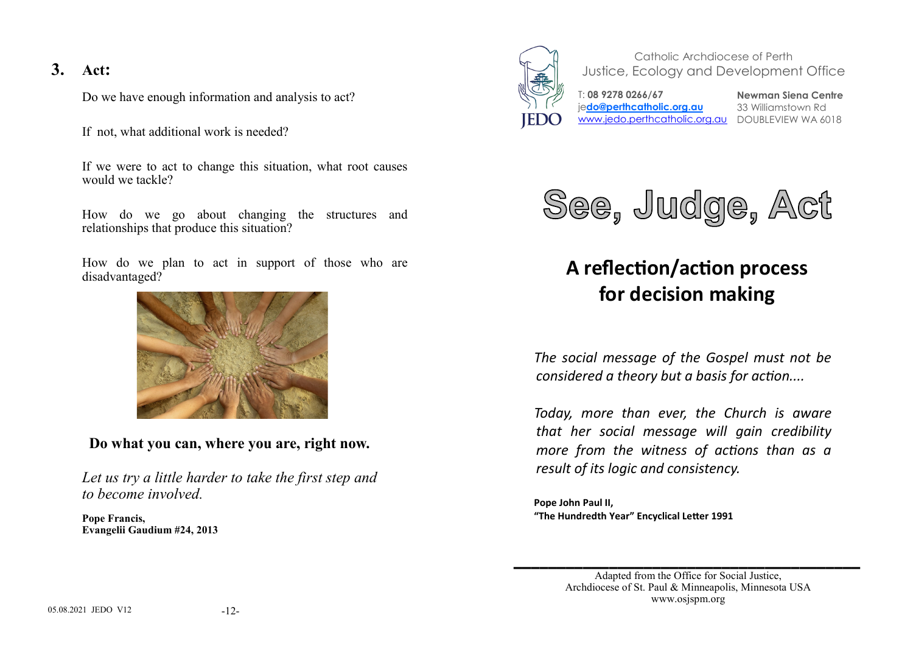## 3. Act:

Do we have enough information and analysis to act?

If not, what additional work is needed?

If we were to act to change this situation, what root causes would we tackle?

How do we go about changing the structures and relationships that produce this situation?

How do we plan to act in support of those who are disadvantaged?

**Do what you can, where you are, right now.**

*Let us try a little harder to take the first step and to become involved.*

**Pope Francis,**
**Evangelii Gaudium #24, 2013**

05.08.2021 JEDO V12

Catholic Archdiocese of Perth
Justice, Ecology and Development Office

T: **08 9278 0266/67**
je**do@perthcatholic.org.au**
www.jedo.perthcatholic.org.au

**Newman Siena Centre**
33 Williamstown Rd
DOUBLEVIEW WA 6018

# See, Judge, Act

## A reflection/action process for decision making

*The social message of the Gospel must not be considered a theory but a basis for action....*

*Today, more than ever, the Church is aware that her social message will gain credibility more from the witness of actions than as a result of its logic and consistency.*

**Pope John Paul II,**
**"The Hundredth Year" Encyclical Letter 1991**

Adapted from the Office for Social Justice,
Archdiocese of St. Paul & Minneapolis, Minnesota USA
www.osjspm.org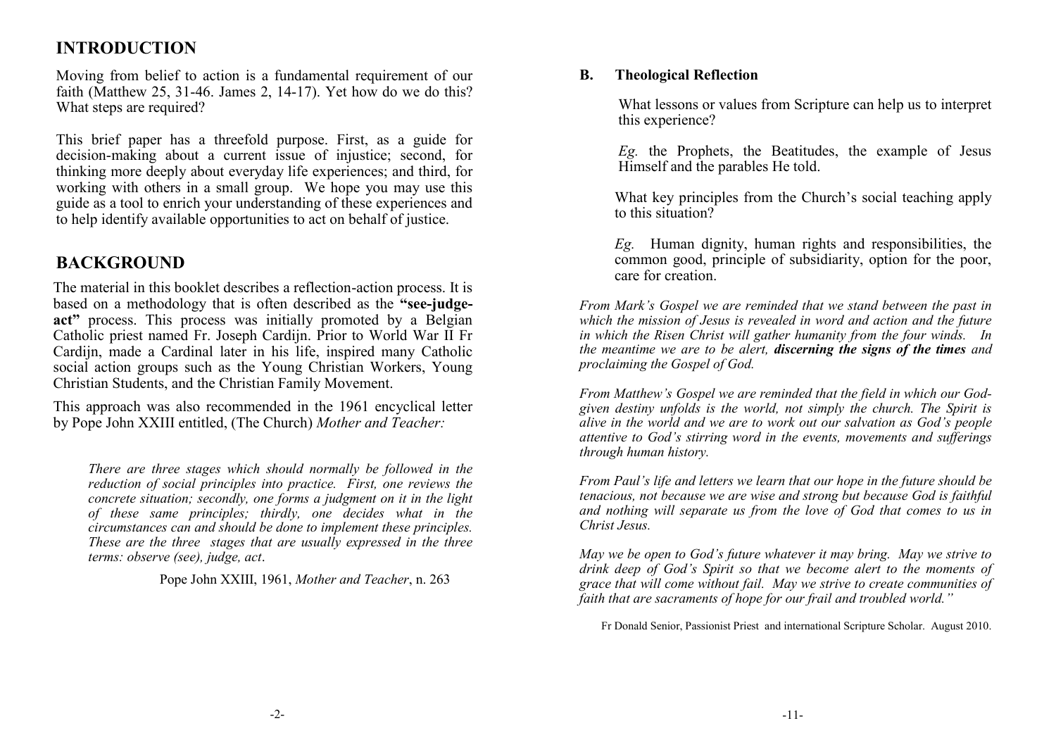## INTRODUCTION

Moving from belief to action is a fundamental requirement of our faith (Matthew 25, 31-46. James 2, 14-17). Yet how do we do this? What steps are required?

This brief paper has a threefold purpose. First, as a guide for decision-making about a current issue of injustice; second, for thinking more deeply about everyday life experiences; and third, for working with others in a small group. We hope you may use this guide as a tool to enrich your understanding of these experiences and to help identify available opportunities to act on behalf of justice.

## BACKGROUND

The material in this booklet describes a reflection-action process. It is based on a methodology that is often described as the **"see-judge-act"** process. This process was initially promoted by a Belgian Catholic priest named Fr. Joseph Cardijn. Prior to World War II Fr Cardijn, made a Cardinal later in his life, inspired many Catholic social action groups such as the Young Christian Workers, Young Christian Students, and the Christian Family Movement.

This approach was also recommended in the 1961 encyclical letter by Pope John XXIII entitled, (The Church) *Mother and Teacher:*

> *There are three stages which should normally be followed in the reduction of social principles into practice. First, one reviews the concrete situation; secondly, one forms a judgment on it in the light of these same principles; thirdly, one decides what in the circumstances can and should be done to implement these principles. These are the three stages that are usually expressed in the three terms: observe (see), judge, act*.
>
> Pope John XXIII, 1961, *Mother and Teacher*, n. 263

### B. Theological Reflection

What lessons or values from Scripture can help us to interpret this experience?

*Eg.* the Prophets, the Beatitudes, the example of Jesus Himself and the parables He told.

What key principles from the Church's social teaching apply to this situation?

*Eg.* Human dignity, human rights and responsibilities, the common good, principle of subsidiarity, option for the poor, care for creation.

*From Mark's Gospel we are reminded that we stand between the past in which the mission of Jesus is revealed in word and action and the future in which the Risen Christ will gather humanity from the four winds. In the meantime we are to be alert, **discerning the signs of the times** and proclaiming the Gospel of God.*

*From Matthew's Gospel we are reminded that the field in which our God-given destiny unfolds is the world, not simply the church. The Spirit is alive in the world and we are to work out our salvation as God's people attentive to God's stirring word in the events, movements and sufferings through human history.*

*From Paul's life and letters we learn that our hope in the future should be tenacious, not because we are wise and strong but because God is faithful and nothing will separate us from the love of God that comes to us in Christ Jesus.*

*May we be open to God's future whatever it may bring. May we strive to drink deep of God's Spirit so that we become alert to the moments of grace that will come without fail. May we strive to create communities of faith that are sacraments of hope for our frail and troubled world."*

Fr Donald Senior, Passionist Priest and international Scripture Scholar. August 2010.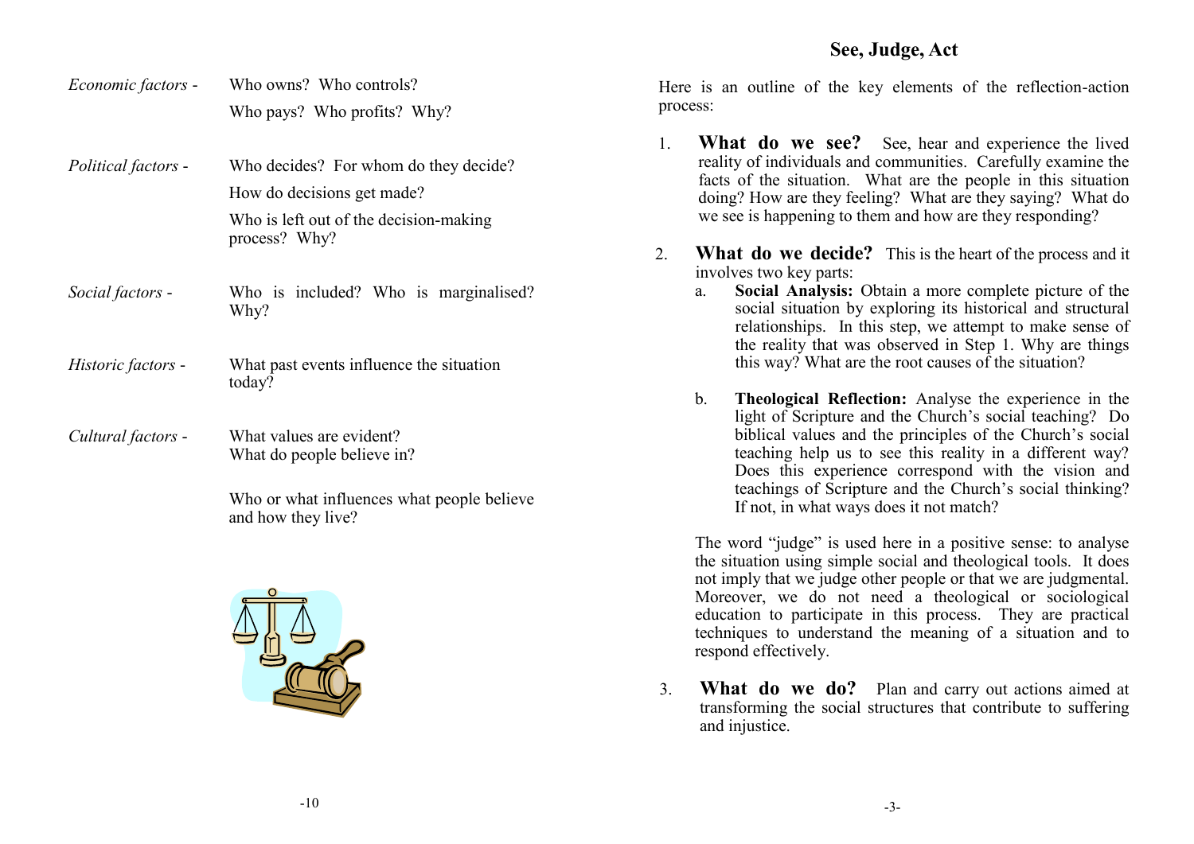*Economic factors* - Who owns? Who controls?
Who pays? Who profits? Why?

*Political factors* - Who decides? For whom do they decide?
How do decisions get made?
Who is left out of the decision-making process? Why?

*Social factors* - Who is included? Who is marginalised? Why?

*Historic factors* - What past events influence the situation today?

*Cultural factors* - What values are evident?
What do people believe in?

Who or what influences what people believe and how they live?

## See, Judge, Act

Here is an outline of the key elements of the reflection-action process:

1. **What do we see?** See, hear and experience the lived reality of individuals and communities. Carefully examine the facts of the situation. What are the people in this situation doing? How are they feeling? What are they saying? What do we see is happening to them and how are they responding?

2. **What do we decide?** This is the heart of the process and it involves two key parts:
   a. **Social Analysis:** Obtain a more complete picture of the social situation by exploring its historical and structural relationships. In this step, we attempt to make sense of the reality that was observed in Step 1. Why are things this way? What are the root causes of the situation?

   b. **Theological Reflection:** Analyse the experience in the light of Scripture and the Church's social teaching? Do biblical values and the principles of the Church's social teaching help us to see this reality in a different way? Does this experience correspond with the vision and teachings of Scripture and the Church's social thinking? If not, in what ways does it not match?

   The word "judge" is used here in a positive sense: to analyse the situation using simple social and theological tools. It does not imply that we judge other people or that we are judgmental. Moreover, we do not need a theological or sociological education to participate in this process. They are practical techniques to understand the meaning of a situation and to respond effectively.

3. **What do we do?** Plan and carry out actions aimed at transforming the social structures that contribute to suffering and injustice.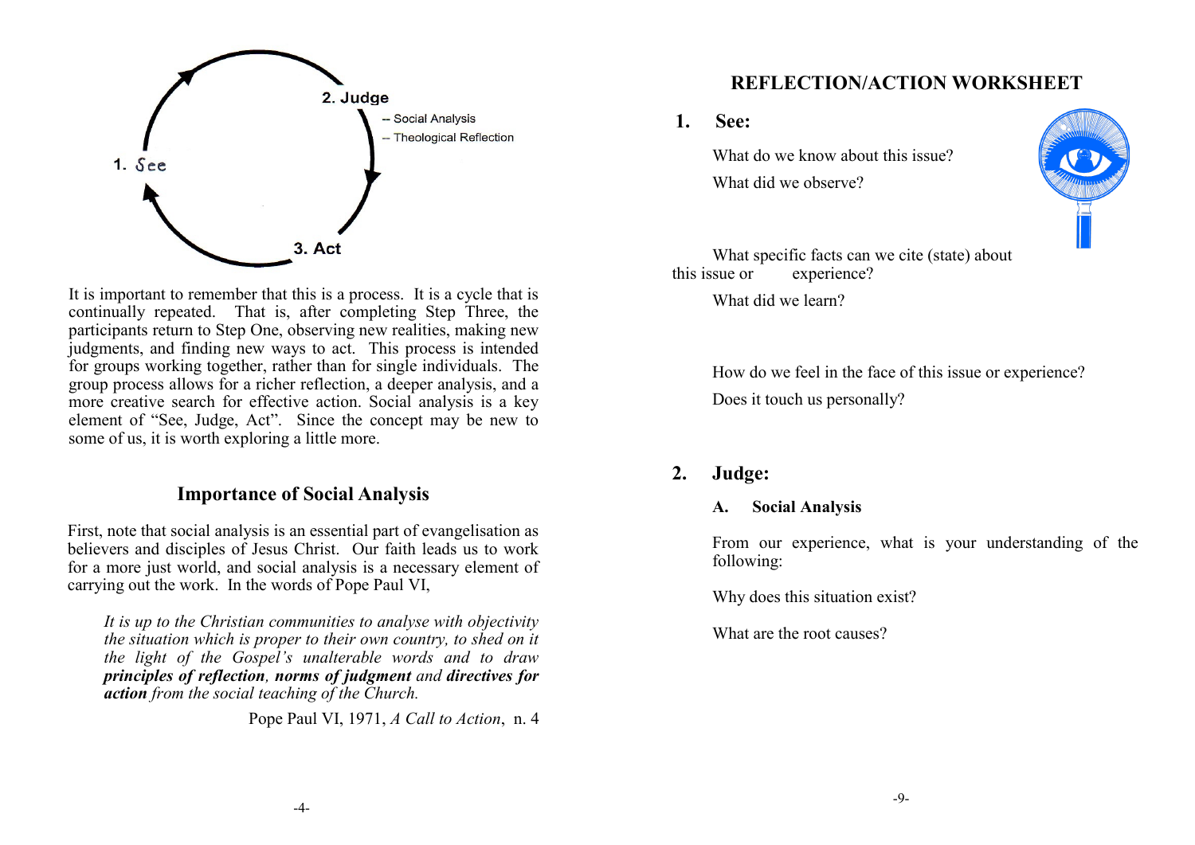1. See

2. Judge
-- Social Analysis
-- Theological Reflection

3. Act

It is important to remember that this is a process. It is a cycle that is continually repeated. That is, after completing Step Three, the participants return to Step One, observing new realities, making new judgments, and finding new ways to act. This process is intended for groups working together, rather than for single individuals. The group process allows for a richer reflection, a deeper analysis, and a more creative search for effective action. Social analysis is a key element of "See, Judge, Act". Since the concept may be new to some of us, it is worth exploring a little more.

## Importance of Social Analysis

First, note that social analysis is an essential part of evangelisation as believers and disciples of Jesus Christ. Our faith leads us to work for a more just world, and social analysis is a necessary element of carrying out the work. In the words of Pope Paul VI,

> *It is up to the Christian communities to analyse with objectivity the situation which is proper to their own country, to shed on it the light of the Gospel's unalterable words and to draw* ***principles of reflection****,* ***norms of judgment*** *and* ***directives for action*** *from the social teaching of the Church.*
>
> Pope Paul VI, 1971, *A Call to Action*, n. 4

## REFLECTION/ACTION WORKSHEET

### 1. See:

What do we know about this issue?

What did we observe?

What specific facts can we cite (state) about this issue or experience?

What did we learn?

How do we feel in the face of this issue or experience?

Does it touch us personally?

### 2. Judge:

#### A. Social Analysis

From our experience, what is your understanding of the following:

Why does this situation exist?

What are the root causes?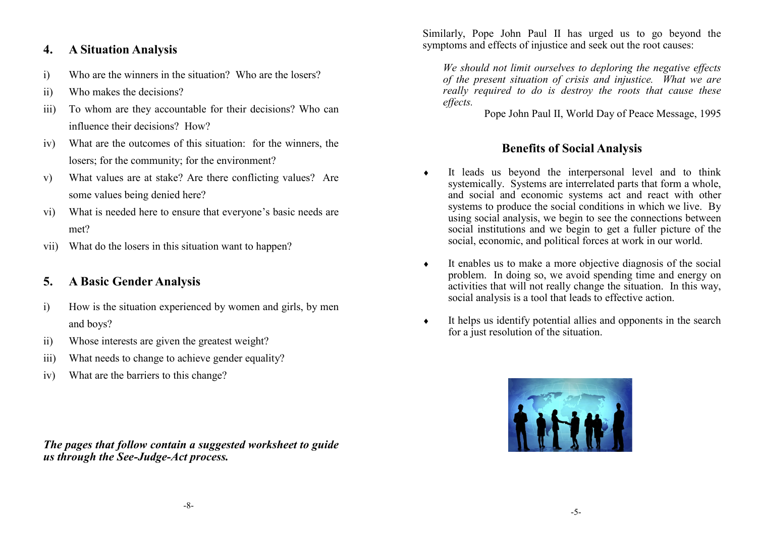## 4. A Situation Analysis

i) Who are the winners in the situation? Who are the losers?

ii) Who makes the decisions?

iii) To whom are they accountable for their decisions? Who can influence their decisions? How?

iv) What are the outcomes of this situation: for the winners, the losers; for the community; for the environment?

v) What values are at stake? Are there conflicting values? Are some values being denied here?

vi) What is needed here to ensure that everyone's basic needs are met?

vii) What do the losers in this situation want to happen?

## 5. A Basic Gender Analysis

i) How is the situation experienced by women and girls, by men and boys?

ii) Whose interests are given the greatest weight?

iii) What needs to change to achieve gender equality?

iv) What are the barriers to this change?

***The pages that follow contain a suggested worksheet to guide us through the See-Judge-Act process.***

Similarly, Pope John Paul II has urged us to go beyond the symptoms and effects of injustice and seek out the root causes:

> *We should not limit ourselves to deploring the negative effects of the present situation of crisis and injustice. What we are really required to do is destroy the roots that cause these effects.*
>
> Pope John Paul II, World Day of Peace Message, 1995

## Benefits of Social Analysis

- It leads us beyond the interpersonal level and to think systemically. Systems are interrelated parts that form a whole, and social and economic systems act and react with other systems to produce the social conditions in which we live. By using social analysis, we begin to see the connections between social institutions and we begin to get a fuller picture of the social, economic, and political forces at work in our world.
- It enables us to make a more objective diagnosis of the social problem. In doing so, we avoid spending time and energy on activities that will not really change the situation. In this way, social analysis is a tool that leads to effective action.
- It helps us identify potential allies and opponents in the search for a just resolution of the situation.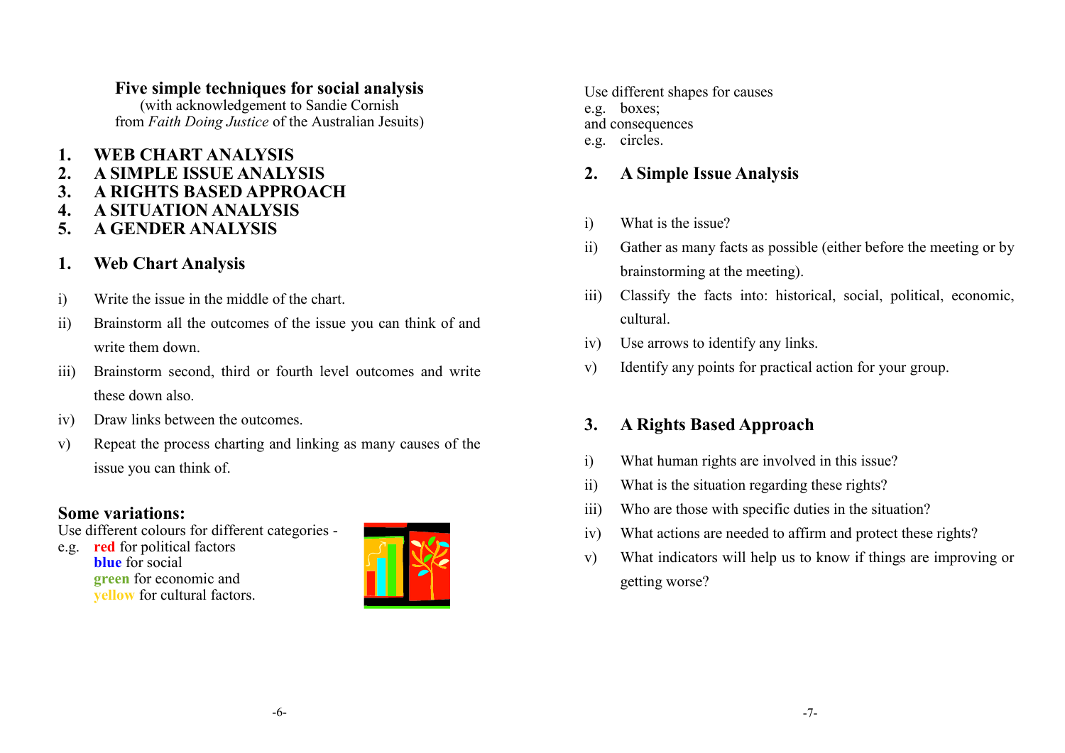## Five simple techniques for social analysis

(with acknowledgement to Sandie Cornish
from *Faith Doing Justice* of the Australian Jesuits)

1. **WEB CHART ANALYSIS**
2. **A SIMPLE ISSUE ANALYSIS**
3. **A RIGHTS BASED APPROACH**
4. **A SITUATION ANALYSIS**
5. **A GENDER ANALYSIS**

## 1. Web Chart Analysis

i) Write the issue in the middle of the chart.

ii) Brainstorm all the outcomes of the issue you can think of and write them down.

iii) Brainstorm second, third or fourth level outcomes and write these down also.

iv) Draw links between the outcomes.

v) Repeat the process charting and linking as many causes of the issue you can think of.

### Some variations:

Use different colours for different categories -

e.g. **red** for political factors
**blue** for social
**green** for economic and
**yellow** for cultural factors.

Use different shapes for causes
e.g. boxes;
and consequences
e.g. circles.

## 2. A Simple Issue Analysis

i) What is the issue?

ii) Gather as many facts as possible (either before the meeting or by brainstorming at the meeting).

iii) Classify the facts into: historical, social, political, economic, cultural.

iv) Use arrows to identify any links.

v) Identify any points for practical action for your group.

## 3. A Rights Based Approach

i) What human rights are involved in this issue?

ii) What is the situation regarding these rights?

iii) Who are those with specific duties in the situation?

iv) What actions are needed to affirm and protect these rights?

v) What indicators will help us to know if things are improving or getting worse?